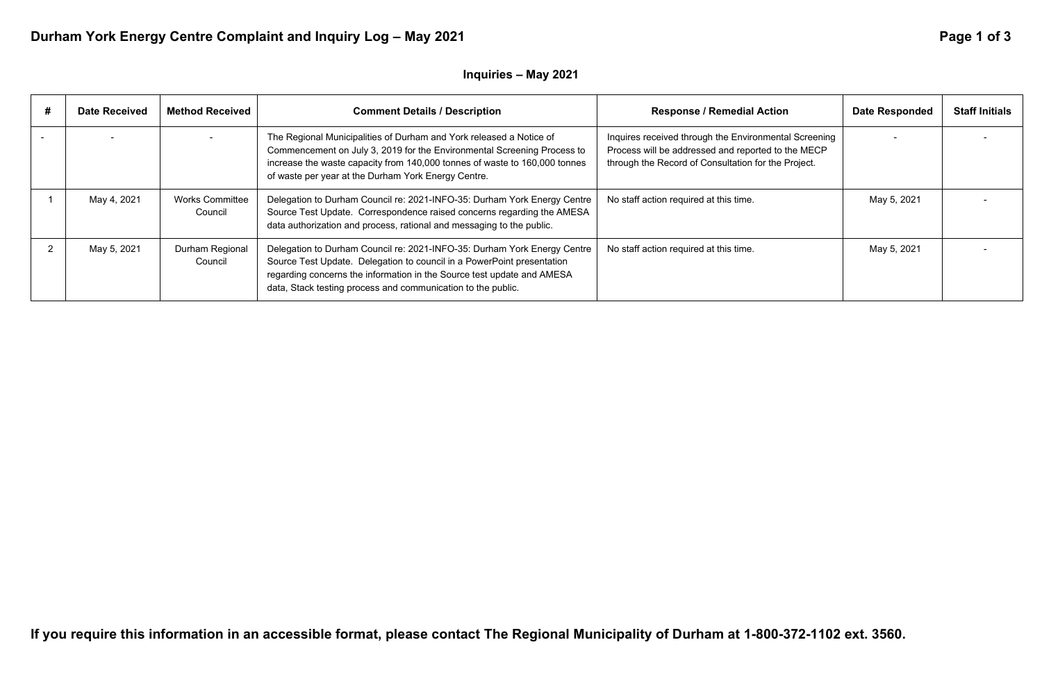# Durham York Energy Centre Complaint and Inquiry Log – May 2021

## Inquiries – May 2021

| # | Date Received | Method Received | Comment Details / Description | Response / Remedial Action | Date Responded | Staff Initials |
|---|---|---|---|---|---|---|
| - | - | - | The Regional Municipalities of Durham and York released a Notice of Commencement on July 3, 2019 for the Environmental Screening Process to increase the waste capacity from 140,000 tonnes of waste to 160,000 tonnes of waste per year at the Durham York Energy Centre. | Inquires received through the Environmental Screening Process will be addressed and reported to the MECP through the Record of Consultation for the Project. | - | - |
| 1 | May 4, 2021 | Works Committee Council | Delegation to Durham Council re: 2021-INFO-35: Durham York Energy Centre Source Test Update. Correspondence raised concerns regarding the AMESA data authorization and process, rational and messaging to the public. | No staff action required at this time. | May 5, 2021 | - |
| 2 | May 5, 2021 | Durham Regional Council | Delegation to Durham Council re: 2021-INFO-35: Durham York Energy Centre Source Test Update. Delegation to council in a PowerPoint presentation regarding concerns the information in the Source test update and AMESA data, Stack testing process and communication to the public. | No staff action required at this time. | May 5, 2021 | - |

**If you require this information in an accessible format, please contact The Regional Municipality of Durham at 1-800-372-1102 ext. 3560.**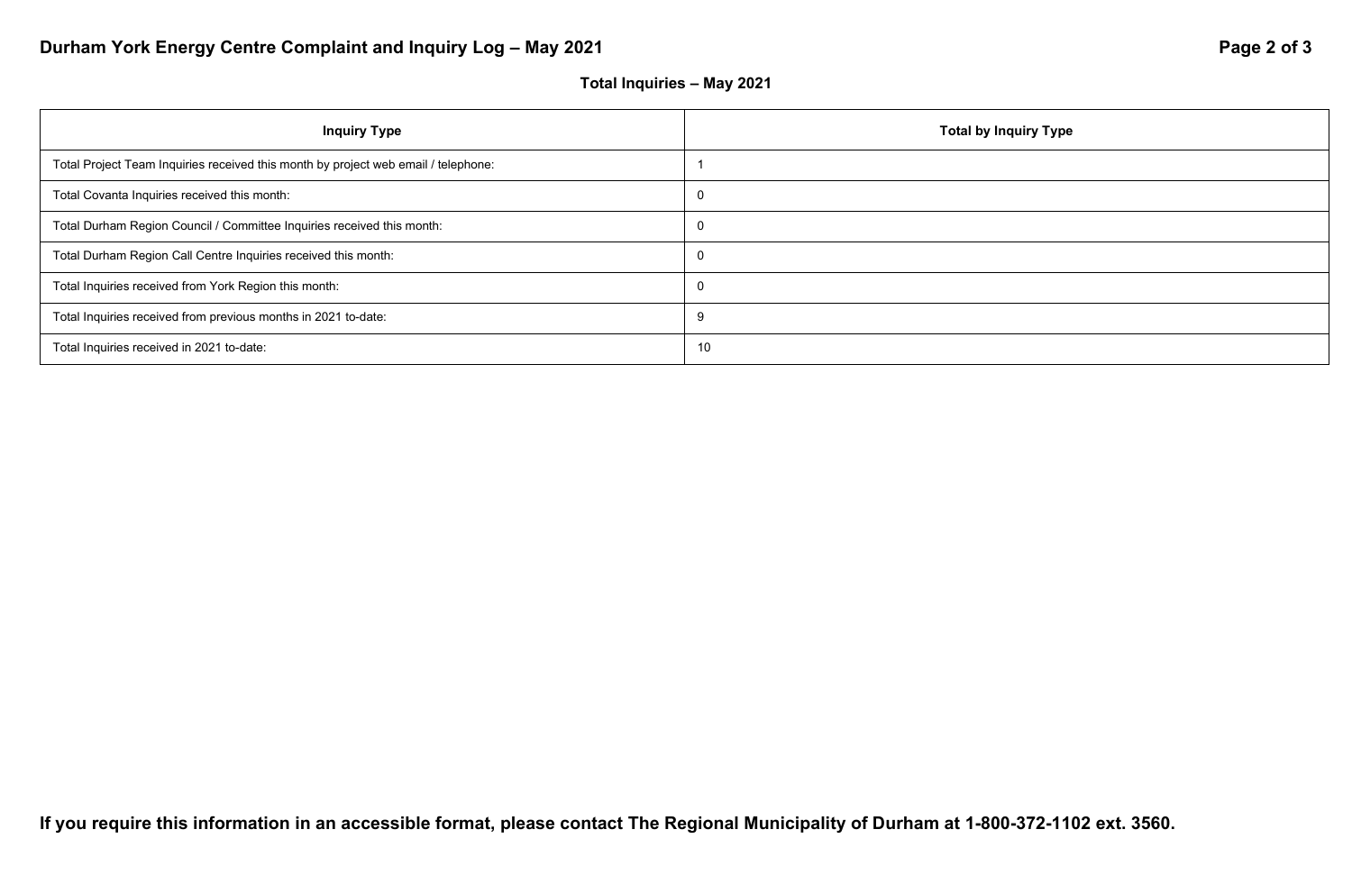## Total Inquiries – May 2021

| Inquiry Type | Total by Inquiry Type |
| --- | --- |
| Total Project Team Inquiries received this month by project web email / telephone: | 1 |
| Total Covanta Inquiries received this month: | 0 |
| Total Durham Region Council / Committee Inquiries received this month: | 0 |
| Total Durham Region Call Centre Inquiries received this month: | 0 |
| Total Inquiries received from York Region this month: | 0 |
| Total Inquiries received from previous months in 2021 to-date: | 9 |
| Total Inquiries received in 2021 to-date: | 10 |

**If you require this information in an accessible format, please contact The Regional Municipality of Durham at 1-800-372-1102 ext. 3560.**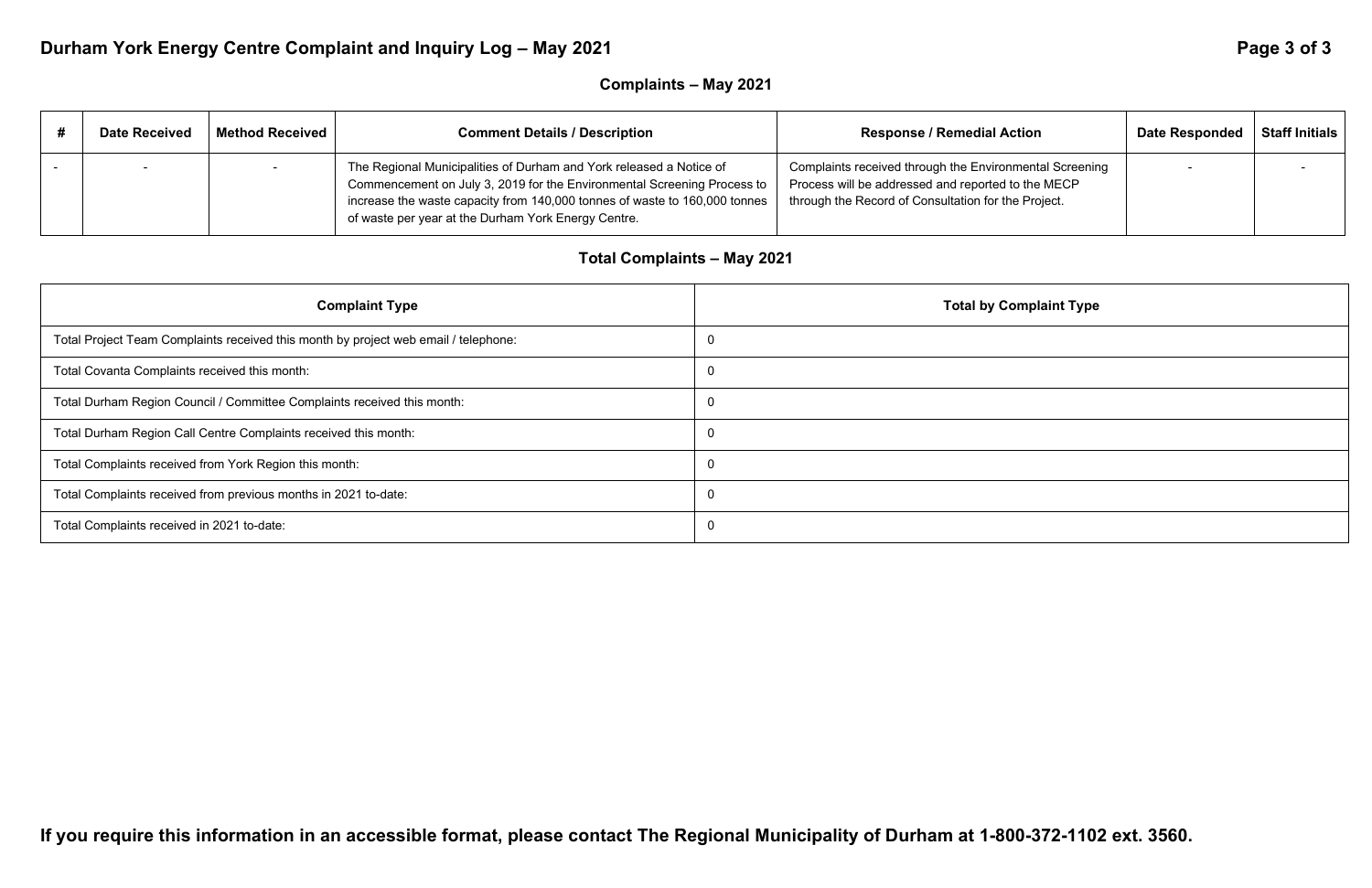## Complaints – May 2021

| # | Date Received | Method Received | Comment Details / Description | Response / Remedial Action | Date Responded | Staff Initials |
|---|---|---|---|---|---|---|
| - | - | - | The Regional Municipalities of Durham and York released a Notice of Commencement on July 3, 2019 for the Environmental Screening Process to increase the waste capacity from 140,000 tonnes of waste to 160,000 tonnes of waste per year at the Durham York Energy Centre. | Complaints received through the Environmental Screening Process will be addressed and reported to the MECP through the Record of Consultation for the Project. | - | - |

## Total Complaints – May 2021

| Complaint Type | Total by Complaint Type |
|---|---|
| Total Project Team Complaints received this month by project web email / telephone: | 0 |
| Total Covanta Complaints received this month: | 0 |
| Total Durham Region Council / Committee Complaints received this month: | 0 |
| Total Durham Region Call Centre Complaints received this month: | 0 |
| Total Complaints received from York Region this month: | 0 |
| Total Complaints received from previous months in 2021 to-date: | 0 |
| Total Complaints received in 2021 to-date: | 0 |

**If you require this information in an accessible format, please contact The Regional Municipality of Durham at 1-800-372-1102 ext. 3560.**